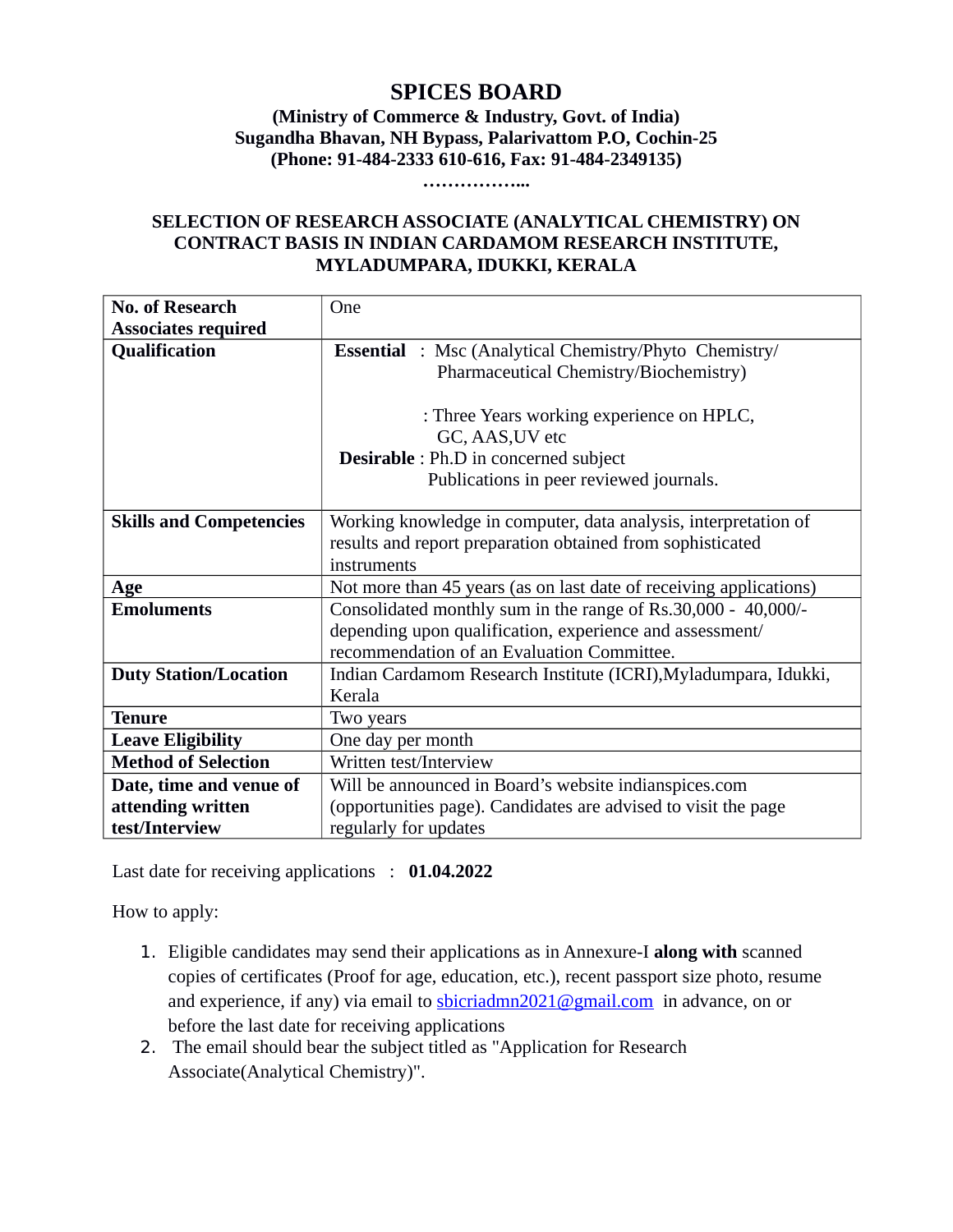# SPICES BOARD

**(Ministry of Commerce & Industry, Govt. of India)**
**Sugandha Bhavan, NH Bypass, Palarivattom P.O, Cochin-25**
**(Phone: 91-484-2333 610-616, Fax: 91-484-2349135)**

**……………...**

## SELECTION OF RESEARCH ASSOCIATE (ANALYTICAL CHEMISTRY) ON CONTRACT BASIS IN INDIAN CARDAMOM RESEARCH INSTITUTE, MYLADUMPARA, IDUKKI, KERALA

| | |
|---|---|
| **No. of Research Associates required** | One |
| **Qualification** | **Essential** : Msc (Analytical Chemistry/Phyto Chemistry/ Pharmaceutical Chemistry/Biochemistry)<br><br>: Three Years working experience on HPLC, GC, AAS,UV etc<br>**Desirable** : Ph.D in concerned subject<br>Publications in peer reviewed journals. |
| **Skills and Competencies** | Working knowledge in computer, data analysis, interpretation of results and report preparation obtained from sophisticated instruments |
| **Age** | Not more than 45 years (as on last date of receiving applications) |
| **Emoluments** | Consolidated monthly sum in the range of Rs.30,000 - 40,000/- depending upon qualification, experience and assessment/ recommendation of an Evaluation Committee. |
| **Duty Station/Location** | Indian Cardamom Research Institute (ICRI),Myladumpara, Idukki, Kerala |
| **Tenure** | Two years |
| **Leave Eligibility** | One day per month |
| **Method of Selection** | Written test/Interview |
| **Date, time and venue of attending written test/Interview** | Will be announced in Board's website indianspices.com (opportunities page). Candidates are advised to visit the page regularly for updates |

Last date for receiving applications : **01.04.2022**

How to apply:

1. Eligible candidates may send their applications as in Annexure-I **along with** scanned copies of certificates (Proof for age, education, etc.), recent passport size photo, resume and experience, if any) via email to sbicriadmn2021@gmail.com in advance, on or before the last date for receiving applications
2. The email should bear the subject titled as "Application for Research Associate(Analytical Chemistry)".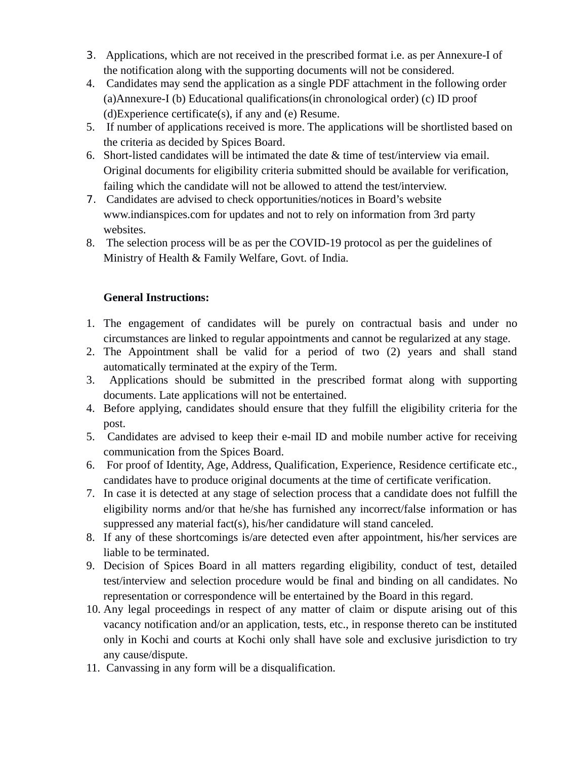3. Applications, which are not received in the prescribed format i.e. as per Annexure-I of the notification along with the supporting documents will not be considered.
4. Candidates may send the application as a single PDF attachment in the following order (a)Annexure-I (b) Educational qualifications(in chronological order) (c) ID proof (d)Experience certificate(s), if any and (e) Resume.
5. If number of applications received is more. The applications will be shortlisted based on the criteria as decided by Spices Board.
6. Short-listed candidates will be intimated the date & time of test/interview via email. Original documents for eligibility criteria submitted should be available for verification, failing which the candidate will not be allowed to attend the test/interview.
7. Candidates are advised to check opportunities/notices in Board's website www.indianspices.com for updates and not to rely on information from 3rd party websites.
8. The selection process will be as per the COVID-19 protocol as per the guidelines of Ministry of Health & Family Welfare, Govt. of India.

**General Instructions:**

1. The engagement of candidates will be purely on contractual basis and under no circumstances are linked to regular appointments and cannot be regularized at any stage.
2. The Appointment shall be valid for a period of two (2) years and shall stand automatically terminated at the expiry of the Term.
3. Applications should be submitted in the prescribed format along with supporting documents. Late applications will not be entertained.
4. Before applying, candidates should ensure that they fulfill the eligibility criteria for the post.
5. Candidates are advised to keep their e-mail ID and mobile number active for receiving communication from the Spices Board.
6. For proof of Identity, Age, Address, Qualification, Experience, Residence certificate etc., candidates have to produce original documents at the time of certificate verification.
7. In case it is detected at any stage of selection process that a candidate does not fulfill the eligibility norms and/or that he/she has furnished any incorrect/false information or has suppressed any material fact(s), his/her candidature will stand canceled.
8. If any of these shortcomings is/are detected even after appointment, his/her services are liable to be terminated.
9. Decision of Spices Board in all matters regarding eligibility, conduct of test, detailed test/interview and selection procedure would be final and binding on all candidates. No representation or correspondence will be entertained by the Board in this regard.
10. Any legal proceedings in respect of any matter of claim or dispute arising out of this vacancy notification and/or an application, tests, etc., in response thereto can be instituted only in Kochi and courts at Kochi only shall have sole and exclusive jurisdiction to try any cause/dispute.
11. Canvassing in any form will be a disqualification.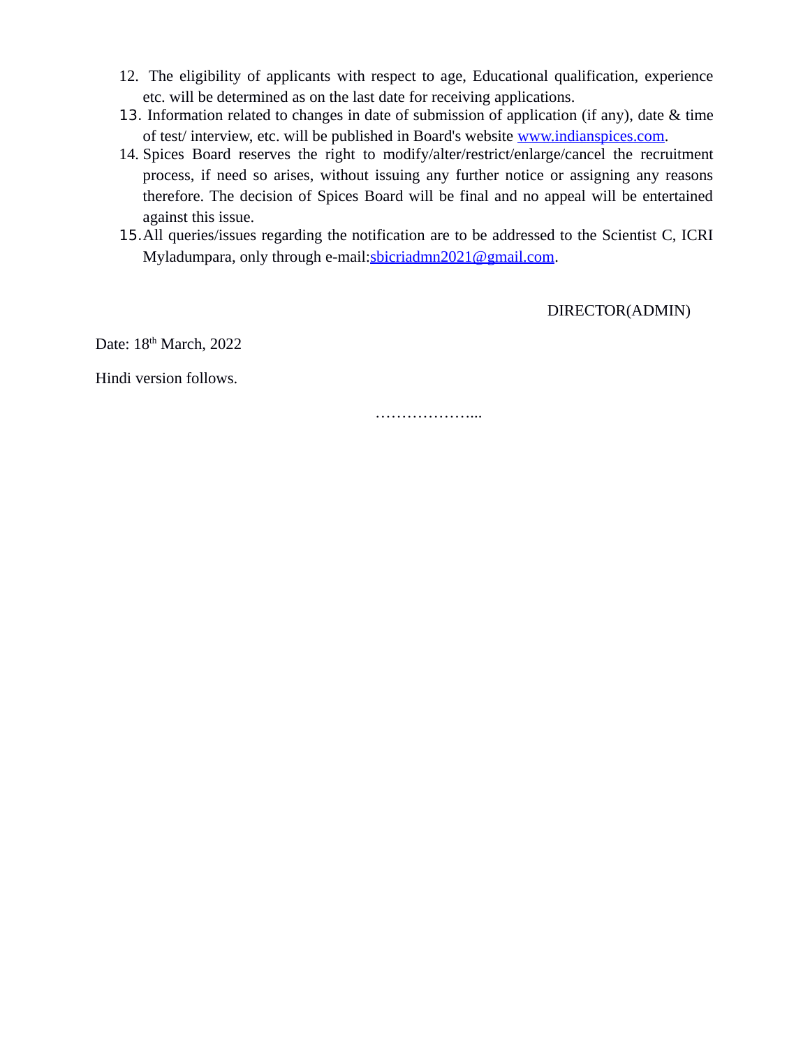12. The eligibility of applicants with respect to age, Educational qualification, experience etc. will be determined as on the last date for receiving applications.
13. Information related to changes in date of submission of application (if any), date & time of test/ interview, etc. will be published in Board's website www.indianspices.com.
14. Spices Board reserves the right to modify/alter/restrict/enlarge/cancel the recruitment process, if need so arises, without issuing any further notice or assigning any reasons therefore. The decision of Spices Board will be final and no appeal will be entertained against this issue.
15. All queries/issues regarding the notification are to be addressed to the Scientist C, ICRI Myladumpara, only through e-mail:sbicriadmn2021@gmail.com.

DIRECTOR(ADMIN)

Date: 18th March, 2022

Hindi version follows.

………………...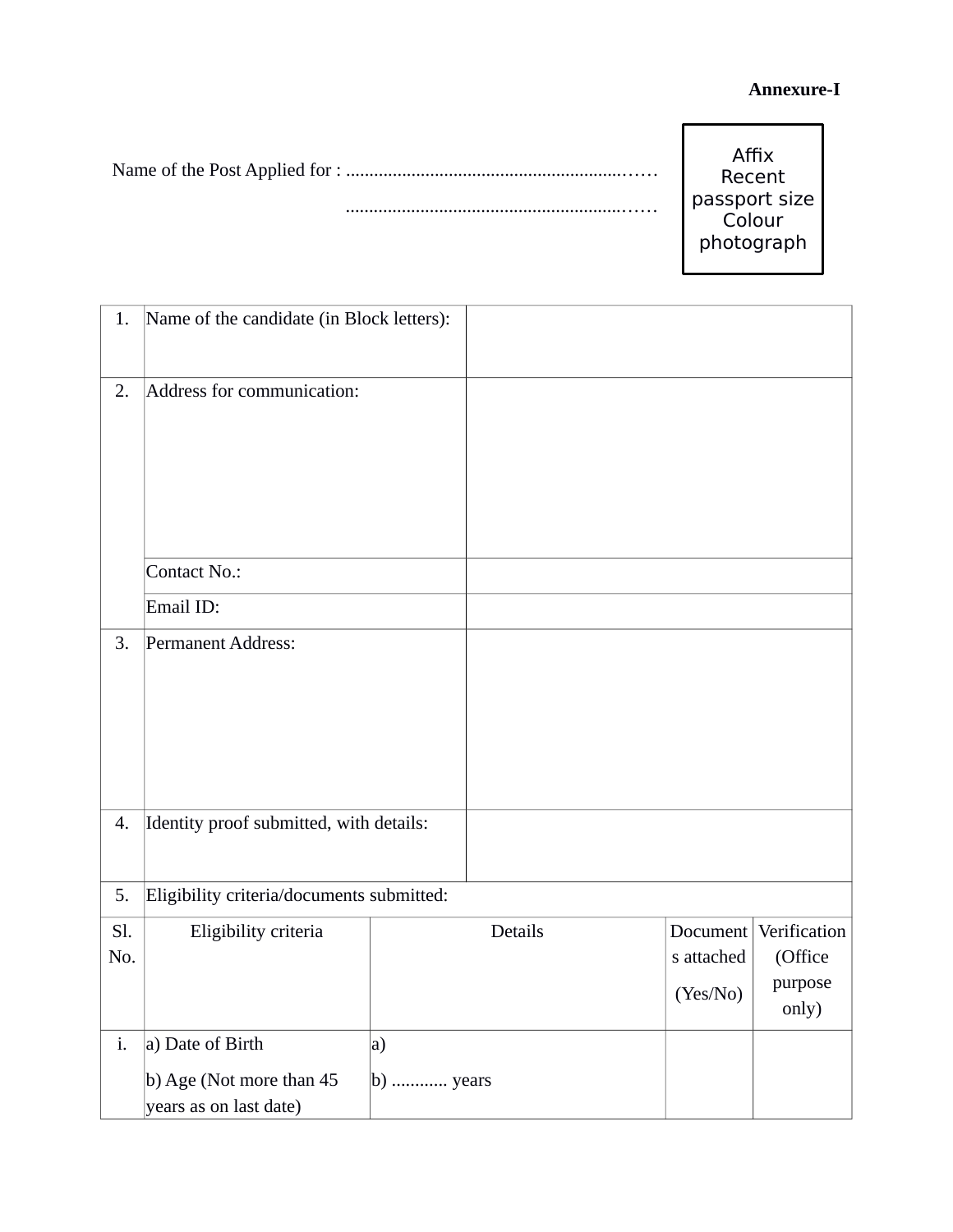**Annexure-I**

Name of the Post Applied for : ..............................................................…..
..............................................................…..

Affix Recent passport size Colour photograph

| 1. | Name of the candidate (in Block letters): | |
|---|---|---|
| 2. | Address for communication: | |
| | Contact No.: | |
| | Email ID: | |
| 3. | Permanent Address: | |
| 4. | Identity proof submitted, with details: | |
| 5. | Eligibility criteria/documents submitted: | |

| Sl. No. | Eligibility criteria | Details | Documents attached (Yes/No) | Verification (Office purpose only) |
|---|---|---|---|---|
| i. | a) Date of Birth<br>b) Age (Not more than 45 years as on last date) | a)<br>b) ............ years | | |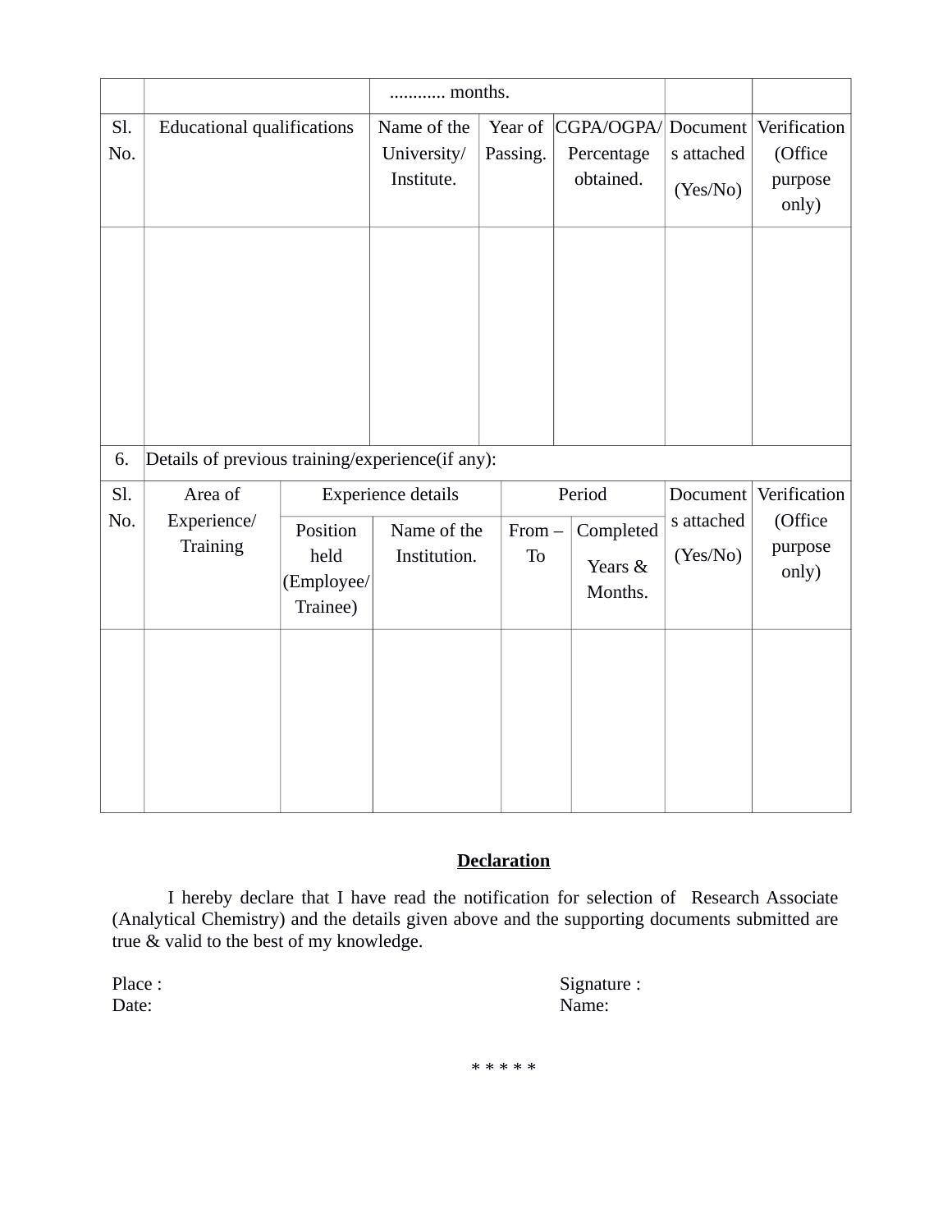| | | | | | | |
|---|---|---|---|---|---|---|
| | | ............ months. | | | | |
| Sl. No. | Educational qualifications | Name of the University/ Institute. | Year of Passing. | CGPA/OGPA/ Percentage obtained. | Documents attached (Yes/No) | Verification (Office purpose only) |
| | | | | | | |

| | | | | | | | |
|---|---|---|---|---|---|---|---|
| 6. | Details of previous training/experience(if any): | | | | | | |
| Sl. No. | Area of Experience/ Training | Experience details | | Period | | Documents attached (Yes/No) | Verification (Office purpose only) |
| | | Position held (Employee/ Trainee) | Name of the Institution. | From – To | Completed Years & Months. | | |
| | | | | | | | |

**Declaration**

I hereby declare that I have read the notification for selection of Research Associate (Analytical Chemistry) and the details given above and the supporting documents submitted are true & valid to the best of my knowledge.

Place :                                                                 Signature :
Date:                                                                   Name:

* * * * *